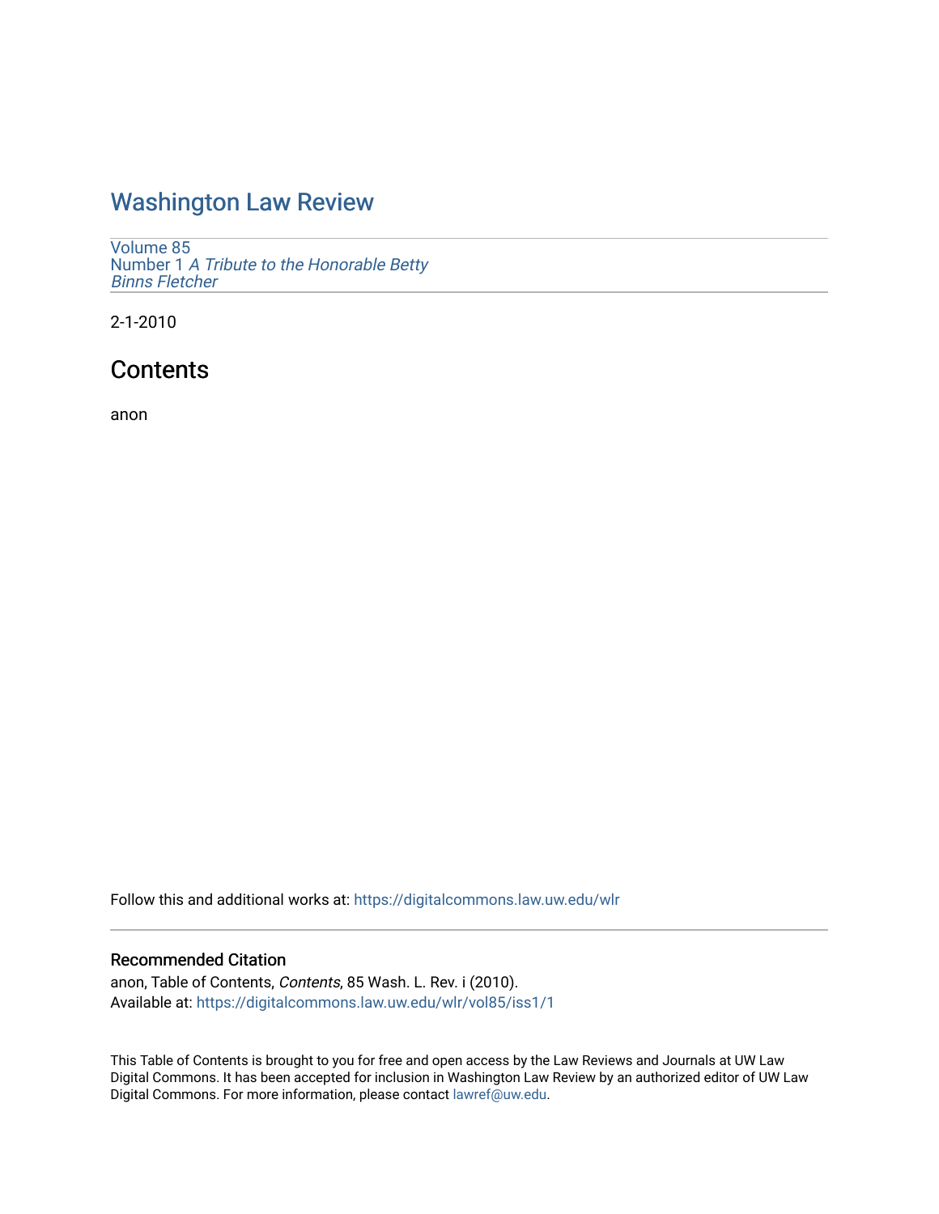# Washington Law Review

Volume 85
Number 1 *A Tribute to the Honorable Betty Binns Fletcher*

2-1-2010

## Contents

anon

Follow this and additional works at: https://digitalcommons.law.uw.edu/wlr

### Recommended Citation

anon, Table of Contents, *Contents*, 85 Wash. L. Rev. i (2010).
Available at: https://digitalcommons.law.uw.edu/wlr/vol85/iss1/1

This Table of Contents is brought to you for free and open access by the Law Reviews and Journals at UW Law Digital Commons. It has been accepted for inclusion in Washington Law Review by an authorized editor of UW Law Digital Commons. For more information, please contact lawref@uw.edu.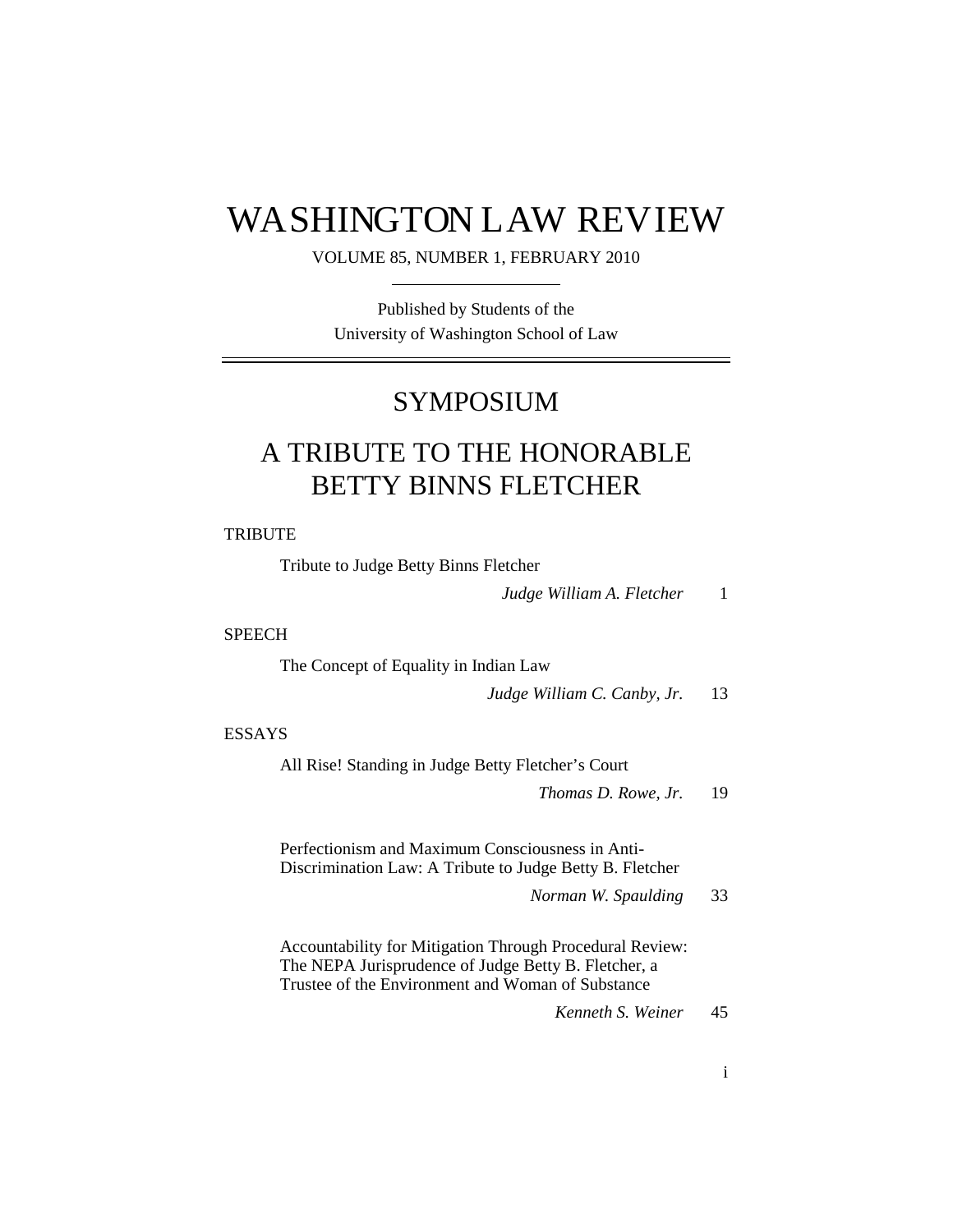# WASHINGTON LAW REVIEW

VOLUME 85, NUMBER 1, FEBRUARY 2010

Published by Students of the
University of Washington School of Law

## SYMPOSIUM

## A TRIBUTE TO THE HONORABLE BETTY BINNS FLETCHER

### TRIBUTE

Tribute to Judge Betty Binns Fletcher

*Judge William A. Fletcher* 1

### SPEECH

The Concept of Equality in Indian Law

*Judge William C. Canby, Jr.* 13

### ESSAYS

All Rise! Standing in Judge Betty Fletcher's Court

*Thomas D. Rowe, Jr.* 19

Perfectionism and Maximum Consciousness in Anti-Discrimination Law: A Tribute to Judge Betty B. Fletcher

*Norman W. Spaulding* 33

Accountability for Mitigation Through Procedural Review: The NEPA Jurisprudence of Judge Betty B. Fletcher, a Trustee of the Environment and Woman of Substance

*Kenneth S. Weiner* 45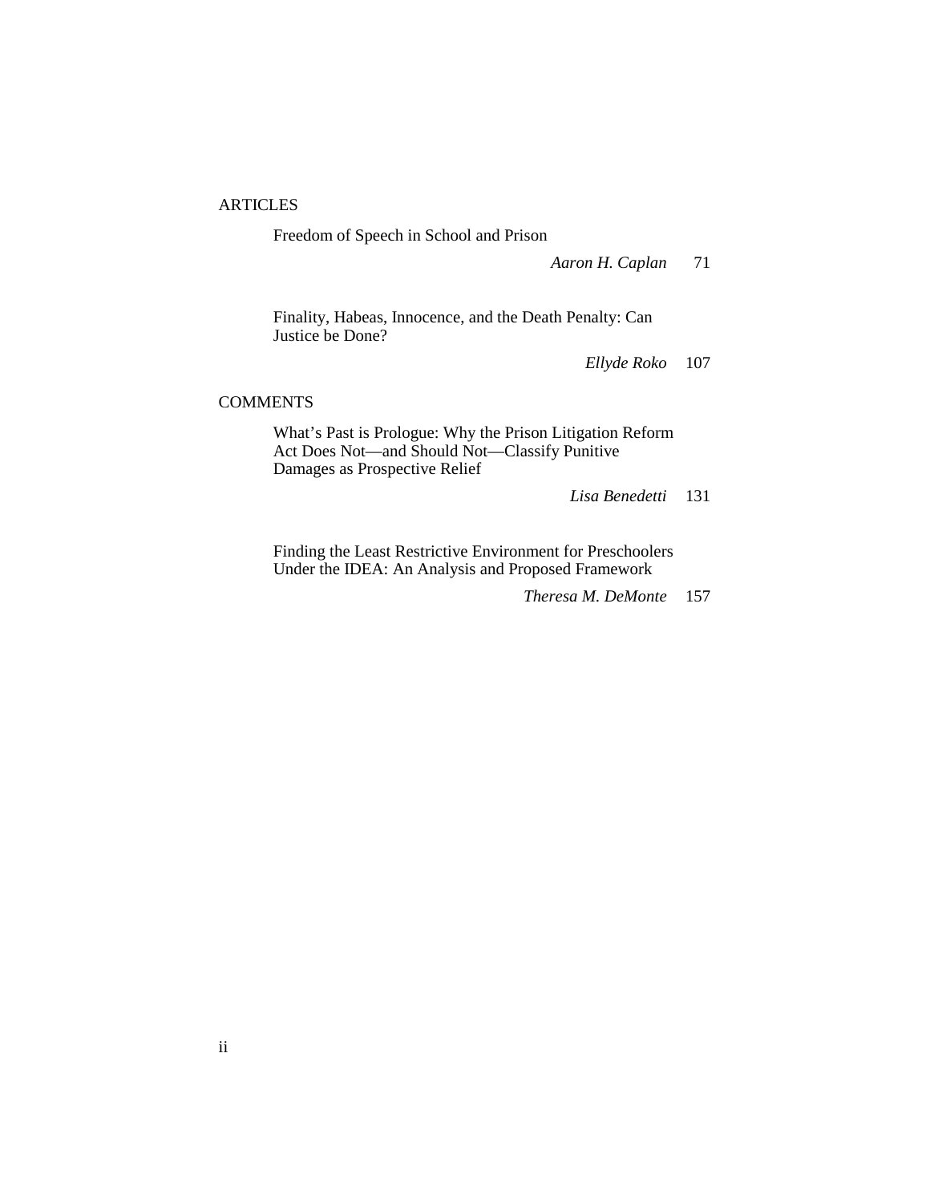## ARTICLES

Freedom of Speech in School and Prison

*Aaron H. Caplan* 71

Finality, Habeas, Innocence, and the Death Penalty: Can Justice be Done?

*Ellyde Roko* 107

## COMMENTS

What's Past is Prologue: Why the Prison Litigation Reform Act Does Not—and Should Not—Classify Punitive Damages as Prospective Relief

*Lisa Benedetti* 131

Finding the Least Restrictive Environment for Preschoolers Under the IDEA: An Analysis and Proposed Framework

*Theresa M. DeMonte* 157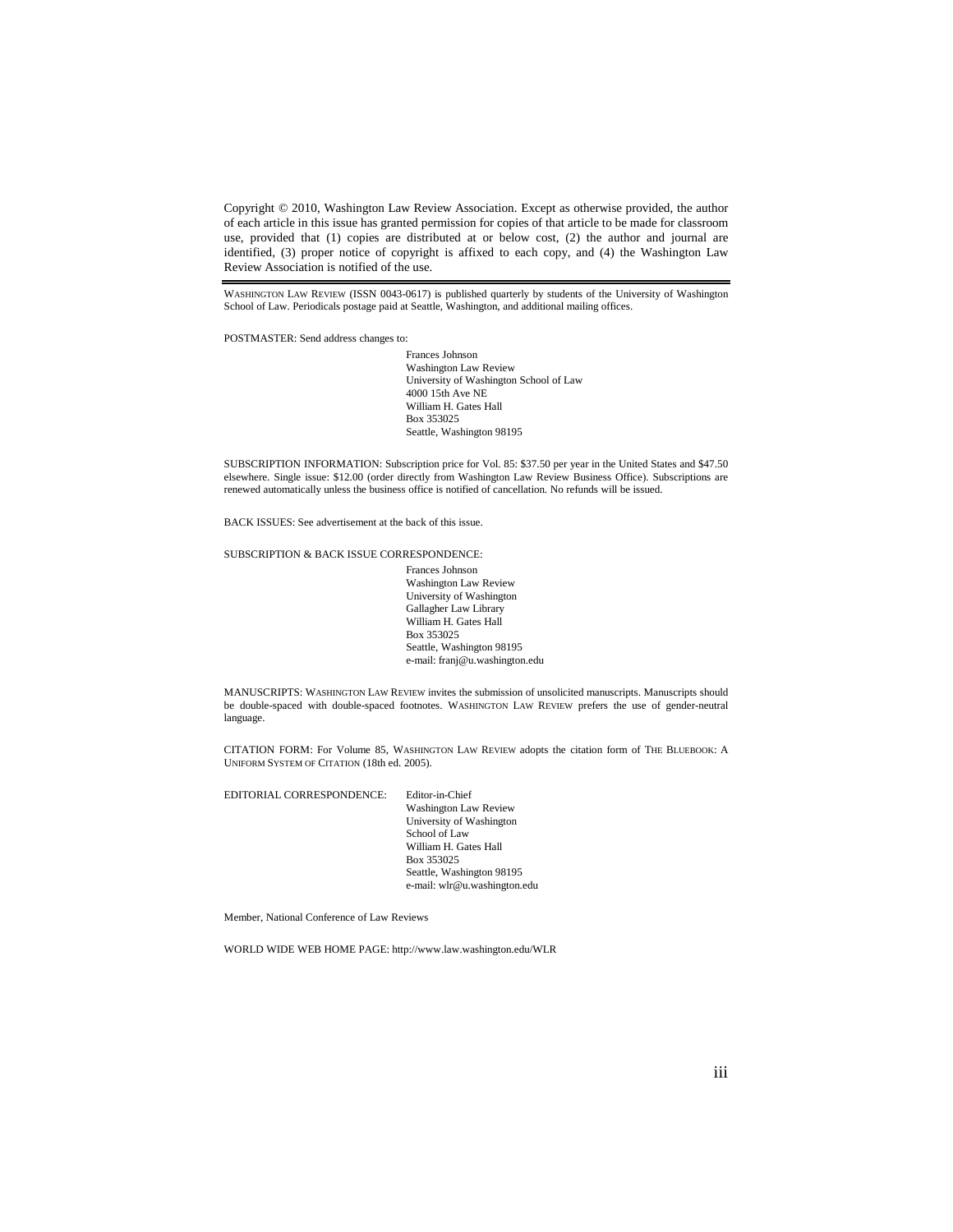Copyright © 2010, Washington Law Review Association. Except as otherwise provided, the author of each article in this issue has granted permission for copies of that article to be made for classroom use, provided that (1) copies are distributed at or below cost, (2) the author and journal are identified, (3) proper notice of copyright is affixed to each copy, and (4) the Washington Law Review Association is notified of the use.

---

WASHINGTON LAW REVIEW (ISSN 0043-0617) is published quarterly by students of the University of Washington School of Law. Periodicals postage paid at Seattle, Washington, and additional mailing offices.

POSTMASTER: Send address changes to:

Frances Johnson
Washington Law Review
University of Washington School of Law
4000 15th Ave NE
William H. Gates Hall
Box 353025
Seattle, Washington 98195

SUBSCRIPTION INFORMATION: Subscription price for Vol. 85: $37.50 per year in the United States and $47.50 elsewhere. Single issue: $12.00 (order directly from Washington Law Review Business Office). Subscriptions are renewed automatically unless the business office is notified of cancellation. No refunds will be issued.

BACK ISSUES: See advertisement at the back of this issue.

SUBSCRIPTION & BACK ISSUE CORRESPONDENCE:

Frances Johnson
Washington Law Review
University of Washington
Gallagher Law Library
William H. Gates Hall
Box 353025
Seattle, Washington 98195
e-mail: franj@u.washington.edu

MANUSCRIPTS: WASHINGTON LAW REVIEW invites the submission of unsolicited manuscripts. Manuscripts should be double-spaced with double-spaced footnotes. WASHINGTON LAW REVIEW prefers the use of gender-neutral language.

CITATION FORM: For Volume 85, WASHINGTON LAW REVIEW adopts the citation form of THE BLUEBOOK: A UNIFORM SYSTEM OF CITATION (18th ed. 2005).

EDITORIAL CORRESPONDENCE:

Editor-in-Chief
Washington Law Review
University of Washington
School of Law
William H. Gates Hall
Box 353025
Seattle, Washington 98195
e-mail: wlr@u.washington.edu

Member, National Conference of Law Reviews

WORLD WIDE WEB HOME PAGE: http://www.law.washington.edu/WLR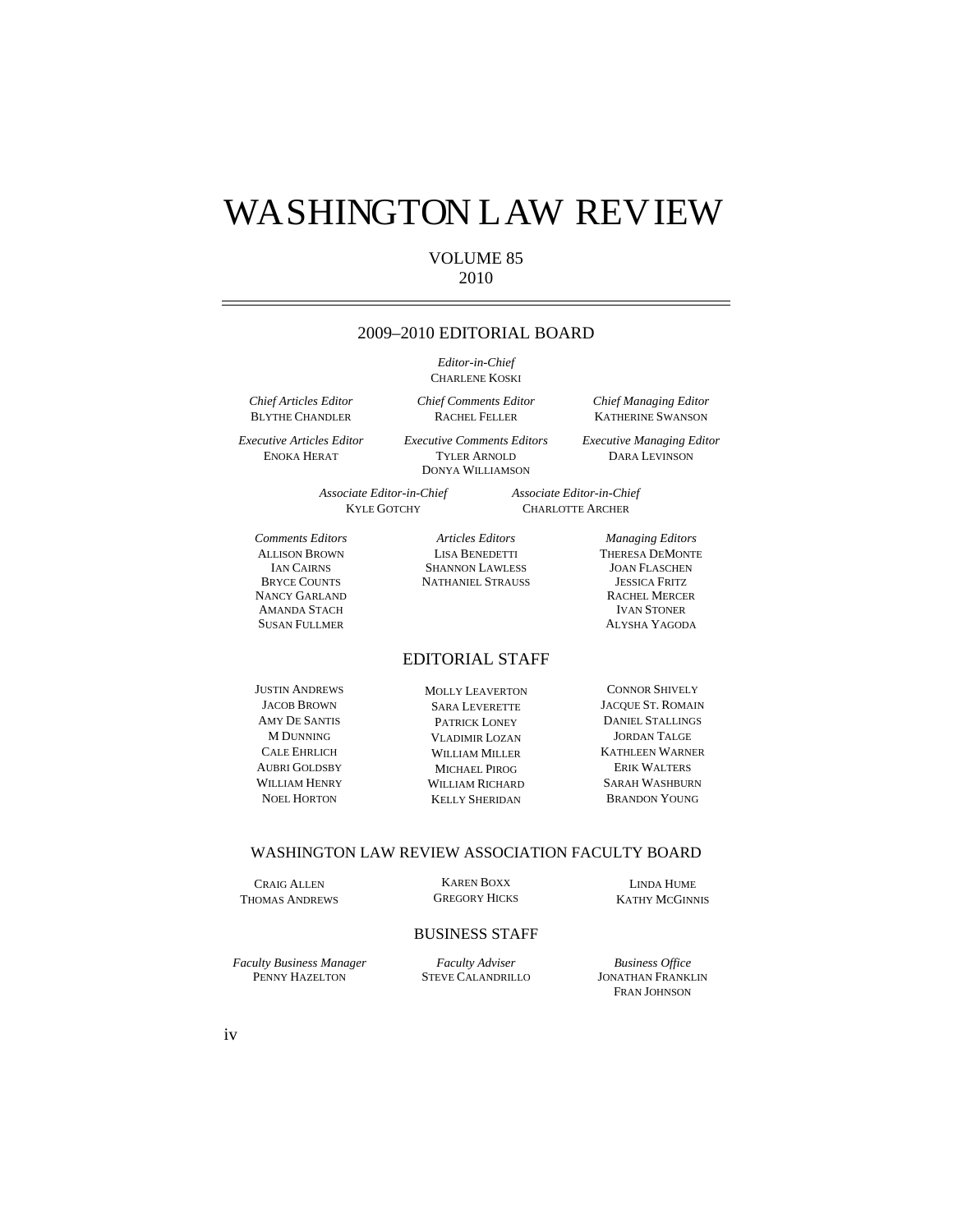# WASHINGTON LAW REVIEW

VOLUME 85
2010

---

## 2009–2010 EDITORIAL BOARD

*Editor-in-Chief*
CHARLENE KOSKI

*Chief Articles Editor*
BLYTHE CHANDLER

*Chief Comments Editor*
RACHEL FELLER

*Chief Managing Editor*
KATHERINE SWANSON

*Executive Articles Editor*
ENOKA HERAT

*Executive Comments Editors*
TYLER ARNOLD
DONYA WILLIAMSON

*Executive Managing Editor*
DARA LEVINSON

*Associate Editor-in-Chief*
KYLE GOTCHY

*Associate Editor-in-Chief*
CHARLOTTE ARCHER

*Comments Editors*
ALLISON BROWN
IAN CAIRNS
BRYCE COUNTS
NANCY GARLAND
AMANDA STACH
SUSAN FULLMER

*Articles Editors*
LISA BENEDETTI
SHANNON LAWLESS
NATHANIEL STRAUSS

*Managing Editors*
THERESA DEMONTE
JOAN FLASCHEN
JESSICA FRITZ
RACHEL MERCER
IVAN STONER
ALYSHA YAGODA

## EDITORIAL STAFF

JUSTIN ANDREWS
JACOB BROWN
AMY DE SANTIS
M DUNNING
CALE EHRLICH
AUBRI GOLDSBY
WILLIAM HENRY
NOEL HORTON

MOLLY LEAVERTON
SARA LEVERETTE
PATRICK LONEY
VLADIMIR LOZAN
WILLIAM MILLER
MICHAEL PIROG
WILLIAM RICHARD
KELLY SHERIDAN

CONNOR SHIVELY
JACQUE ST. ROMAIN
DANIEL STALLINGS
JORDAN TALGE
KATHLEEN WARNER
ERIK WALTERS
SARAH WASHBURN
BRANDON YOUNG

## WASHINGTON LAW REVIEW ASSOCIATION FACULTY BOARD

CRAIG ALLEN
THOMAS ANDREWS

KAREN BOXX
GREGORY HICKS

LINDA HUME
KATHY MCGINNIS

## BUSINESS STAFF

*Faculty Business Manager*
PENNY HAZELTON

*Faculty Adviser*
STEVE CALANDRILLO

*Business Office*
JONATHAN FRANKLIN
FRAN JOHNSON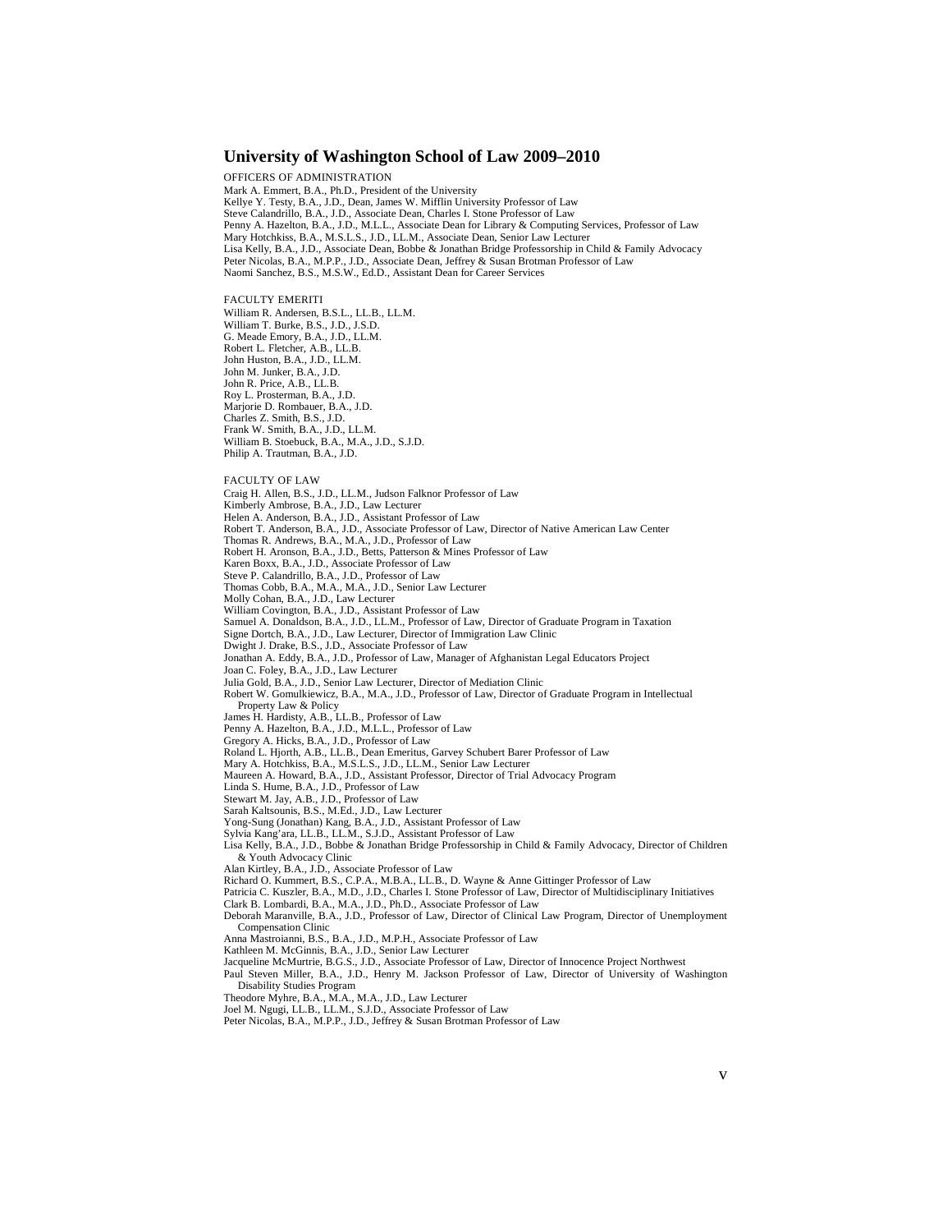# University of Washington School of Law 2009–2010

OFFICERS OF ADMINISTRATION

Mark A. Emmert, B.A., Ph.D., President of the University
Kellye Y. Testy, B.A., J.D., Dean, James W. Mifflin University Professor of Law
Steve Calandrillo, B.A., J.D., Associate Dean, Charles I. Stone Professor of Law
Penny A. Hazelton, B.A., J.D., M.L.L., Associate Dean for Library & Computing Services, Professor of Law
Mary Hotchkiss, B.A., M.S.L.S., J.D., LL.M., Associate Dean, Senior Law Lecturer
Lisa Kelly, B.A., J.D., Associate Dean, Bobbe & Jonathan Bridge Professorship in Child & Family Advocacy
Peter Nicolas, B.A., M.P.P., J.D., Associate Dean, Jeffrey & Susan Brotman Professor of Law
Naomi Sanchez, B.S., M.S.W., Ed.D., Assistant Dean for Career Services

FACULTY EMERITI

William R. Andersen, B.S.L., LL.B., LL.M.
William T. Burke, B.S., J.D., J.S.D.
G. Meade Emory, B.A., J.D., LL.M.
Robert L. Fletcher, A.B., LL.B.
John Huston, B.A., J.D., LL.M.
John M. Junker, B.A., J.D.
John R. Price, A.B., LL.B.
Roy L. Prosterman, B.A., J.D.
Marjorie D. Rombauer, B.A., J.D.
Charles Z. Smith, B.S., J.D.
Frank W. Smith, B.A., J.D., LL.M.
William B. Stoebuck, B.A., M.A., J.D., S.J.D.
Philip A. Trautman, B.A., J.D.

FACULTY OF LAW

Craig H. Allen, B.S., J.D., LL.M., Judson Falknor Professor of Law
Kimberly Ambrose, B.A., J.D., Law Lecturer
Helen A. Anderson, B.A., J.D., Assistant Professor of Law
Robert T. Anderson, B.A., J.D., Associate Professor of Law, Director of Native American Law Center
Thomas R. Andrews, B.A., M.A., J.D., Professor of Law
Robert H. Aronson, B.A., J.D., Betts, Patterson & Mines Professor of Law
Karen Boxx, B.A., J.D., Associate Professor of Law
Steve P. Calandrillo, B.A., J.D., Professor of Law
Thomas Cobb, B.A., M.A., M.A., J.D., Senior Law Lecturer
Molly Cohan, B.A., J.D., Law Lecturer
William Covington, B.A., J.D., Assistant Professor of Law
Samuel A. Donaldson, B.A., J.D., LL.M., Professor of Law, Director of Graduate Program in Taxation
Signe Dortch, B.A., J.D., Law Lecturer, Director of Immigration Law Clinic
Dwight J. Drake, B.S., J.D., Associate Professor of Law
Jonathan A. Eddy, B.A., J.D., Professor of Law, Manager of Afghanistan Legal Educators Project
Joan C. Foley, B.A., J.D., Law Lecturer
Julia Gold, B.A., J.D., Senior Law Lecturer, Director of Mediation Clinic
Robert W. Gomulkiewicz, B.A., M.A., J.D., Professor of Law, Director of Graduate Program in Intellectual Property Law & Policy
James H. Hardisty, A.B., LL.B., Professor of Law
Penny A. Hazelton, B.A., J.D., M.L.L., Professor of Law
Gregory A. Hicks, B.A., J.D., Professor of Law
Roland L. Hjorth, A.B., LL.B., Dean Emeritus, Garvey Schubert Barer Professor of Law
Mary A. Hotchkiss, B.A., M.S.L.S., J.D., LL.M., Senior Law Lecturer
Maureen A. Howard, B.A., J.D., Assistant Professor, Director of Trial Advocacy Program
Linda S. Hume, B.A., J.D., Professor of Law
Stewart M. Jay, A.B., J.D., Professor of Law
Sarah Kaltsounis, B.S., M.Ed., J.D., Law Lecturer
Yong-Sung (Jonathan) Kang, B.A., J.D., Assistant Professor of Law
Sylvia Kang'ara, LL.B., LL.M., S.J.D., Assistant Professor of Law
Lisa Kelly, B.A., J.D., Bobbe & Jonathan Bridge Professorship in Child & Family Advocacy, Director of Children & Youth Advocacy Clinic
Alan Kirtley, B.A., J.D., Associate Professor of Law
Richard O. Kummert, B.S., C.P.A., M.B.A., LL.B., D. Wayne & Anne Gittinger Professor of Law
Patricia C. Kuszler, B.A., M.D., J.D., Charles I. Stone Professor of Law, Director of Multidisciplinary Initiatives
Clark B. Lombardi, B.A., M.A., J.D., Ph.D., Associate Professor of Law
Deborah Maranville, B.A., J.D., Professor of Law, Director of Clinical Law Program, Director of Unemployment Compensation Clinic
Anna Mastroianni, B.S., B.A., J.D., M.P.H., Associate Professor of Law
Kathleen M. McGinnis, B.A., J.D., Senior Law Lecturer
Jacqueline McMurtrie, B.G.S., J.D., Associate Professor of Law, Director of Innocence Project Northwest
Paul Steven Miller, B.A., J.D., Henry M. Jackson Professor of Law, Director of University of Washington Disability Studies Program
Theodore Myhre, B.A., M.A., M.A., J.D., Law Lecturer
Joel M. Ngugi, LL.B., LL.M., S.J.D., Associate Professor of Law
Peter Nicolas, B.A., M.P.P., J.D., Jeffrey & Susan Brotman Professor of Law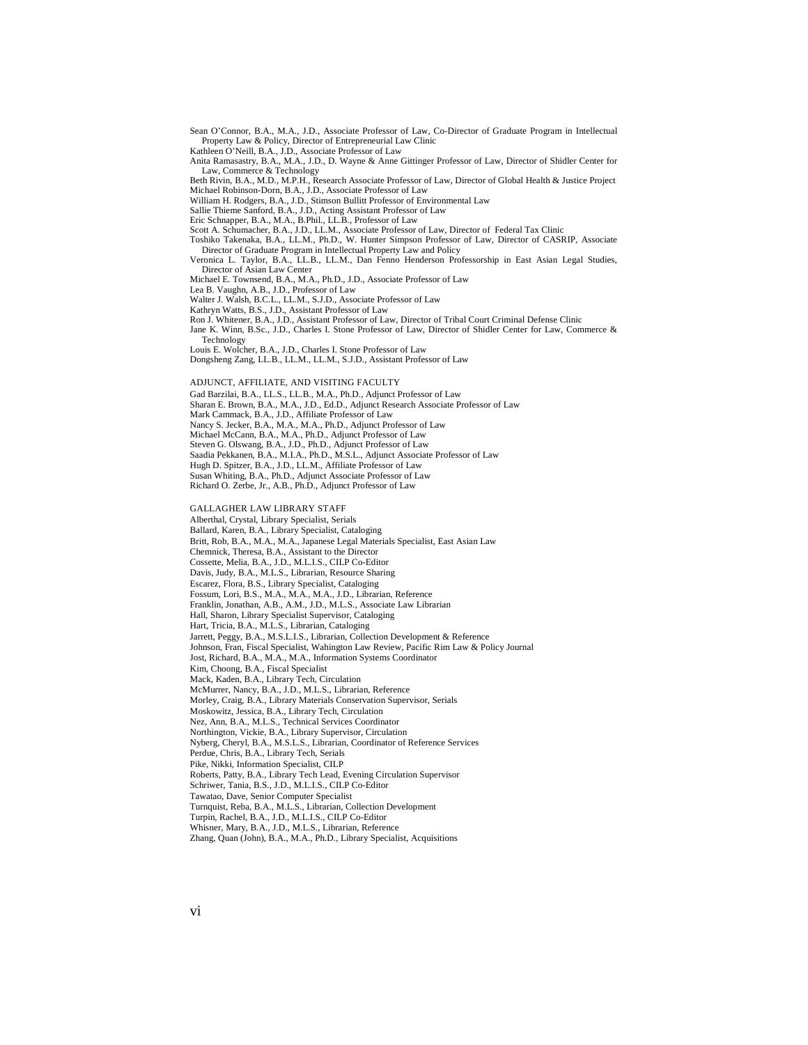Sean O'Connor, B.A., M.A., J.D., Associate Professor of Law, Co-Director of Graduate Program in Intellectual Property Law & Policy, Director of Entrepreneurial Law Clinic

Kathleen O'Neill, B.A., J.D., Associate Professor of Law

Anita Ramasastry, B.A., M.A., J.D., D. Wayne & Anne Gittinger Professor of Law, Director of Shidler Center for Law, Commerce & Technology

Beth Rivin, B.A., M.D., M.P.H., Research Associate Professor of Law, Director of Global Health & Justice Project

Michael Robinson-Dorn, B.A., J.D., Associate Professor of Law

William H. Rodgers, B.A., J.D., Stimson Bullitt Professor of Environmental Law

Sallie Thieme Sanford, B.A., J.D., Acting Assistant Professor of Law

Eric Schnapper, B.A., M.A., B.Phil., LL.B., Professor of Law

Scott A. Schumacher, B.A., J.D., LL.M., Associate Professor of Law, Director of Federal Tax Clinic

Toshiko Takenaka, B.A., LL.M., Ph.D., W. Hunter Simpson Professor of Law, Director of CASRIP, Associate Director of Graduate Program in Intellectual Property Law and Policy

Veronica L. Taylor, B.A., LL.B., LL.M., Dan Fenno Henderson Professorship in East Asian Legal Studies, Director of Asian Law Center

Michael E. Townsend, B.A., M.A., Ph.D., J.D., Associate Professor of Law

Lea B. Vaughn, A.B., J.D., Professor of Law

Walter J. Walsh, B.C.L., LL.M., S.J.D., Associate Professor of Law

Kathryn Watts, B.S., J.D., Assistant Professor of Law

Ron J. Whitener, B.A., J.D., Assistant Professor of Law, Director of Tribal Court Criminal Defense Clinic

Jane K. Winn, B.Sc., J.D., Charles I. Stone Professor of Law, Director of Shidler Center for Law, Commerce & Technology

Louis E. Wolcher, B.A., J.D., Charles I. Stone Professor of Law

Dongsheng Zang, LL.B., LL.M., LL.M., S.J.D., Assistant Professor of Law

ADJUNCT, AFFILIATE, AND VISITING FACULTY

Gad Barzilai, B.A., LL.S., LL.B., M.A., Ph.D., Adjunct Professor of Law

Sharan E. Brown, B.A., M.A., J.D., Ed.D., Adjunct Research Associate Professor of Law

Mark Cammack, B.A., J.D., Affiliate Professor of Law

Nancy S. Jecker, B.A., M.A., M.A., Ph.D., Adjunct Professor of Law

Michael McCann, B.A., M.A., Ph.D., Adjunct Professor of Law

Steven G. Olswang, B.A., J.D., Ph.D., Adjunct Professor of Law

Saadia Pekkanen, B.A., M.I.A., Ph.D., M.S.L., Adjunct Associate Professor of Law

Hugh D. Spitzer, B.A., J.D., LL.M., Affiliate Professor of Law

Susan Whiting, B.A., Ph.D., Adjunct Associate Professor of Law

Richard O. Zerbe, Jr., A.B., Ph.D., Adjunct Professor of Law

GALLAGHER LAW LIBRARY STAFF

Alberthal, Crystal, Library Specialist, Serials

Ballard, Karen, B.A., Library Specialist, Cataloging

Britt, Rob, B.A., M.A., M.A., Japanese Legal Materials Specialist, East Asian Law

Chemnick, Theresa, B.A., Assistant to the Director

Cossette, Melia, B.A., J.D., M.L.I.S., CILP Co-Editor

Davis, Judy, B.A., M.L.S., Librarian, Resource Sharing

Escarez, Flora, B.S., Library Specialist, Cataloging

Fossum, Lori, B.S., M.A., M.A., M.A., J.D., Librarian, Reference

Franklin, Jonathan, A.B., A.M., J.D., M.L.S., Associate Law Librarian

Hall, Sharon, Library Specialist Supervisor, Cataloging

Hart, Tricia, B.A., M.L.S., Librarian, Cataloging

Jarrett, Peggy, B.A., M.S.L.I.S., Librarian, Collection Development & Reference

Johnson, Fran, Fiscal Specialist, Wahington Law Review, Pacific Rim Law & Policy Journal

Jost, Richard, B.A., M.A., M.A., Information Systems Coordinator

Kim, Choong, B.A., Fiscal Specialist

Mack, Kaden, B.A., Library Tech, Circulation

McMurrer, Nancy, B.A., J.D., M.L.S., Librarian, Reference

Morley, Craig, B.A., Library Materials Conservation Supervisor, Serials

Moskowitz, Jessica, B.A., Library Tech, Circulation

Nez, Ann, B.A., M.L.S., Technical Services Coordinator

Northington, Vickie, B.A., Library Supervisor, Circulation

Nyberg, Cheryl, B.A., M.S.L.S., Librarian, Coordinator of Reference Services

Perdue, Chris, B.A., Library Tech, Serials

Pike, Nikki, Information Specialist, CILP

Roberts, Patty, B.A., Library Tech Lead, Evening Circulation Supervisor

Schriwer, Tania, B.S., J.D., M.L.I.S., CILP Co-Editor

Tawatao, Dave, Senior Computer Specialist

Turnquist, Reba, B.A., M.L.S., Librarian, Collection Development

Turpin, Rachel, B.A., J.D., M.L.I.S., CILP Co-Editor

Whisner, Mary, B.A., J.D., M.L.S., Librarian, Reference

Zhang, Quan (John), B.A., M.A., Ph.D., Library Specialist, Acquisitions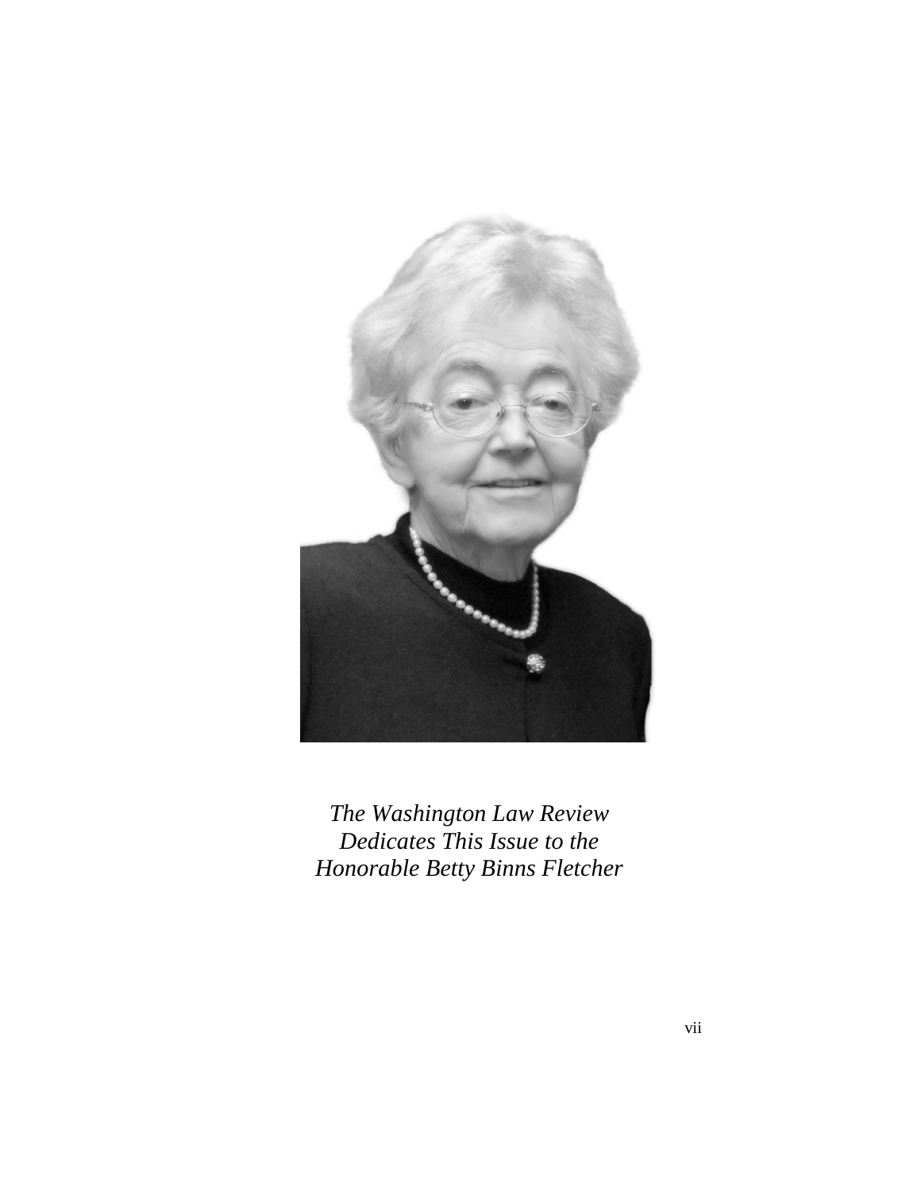*The Washington Law Review Dedicates This Issue to the Honorable Betty Binns Fletcher*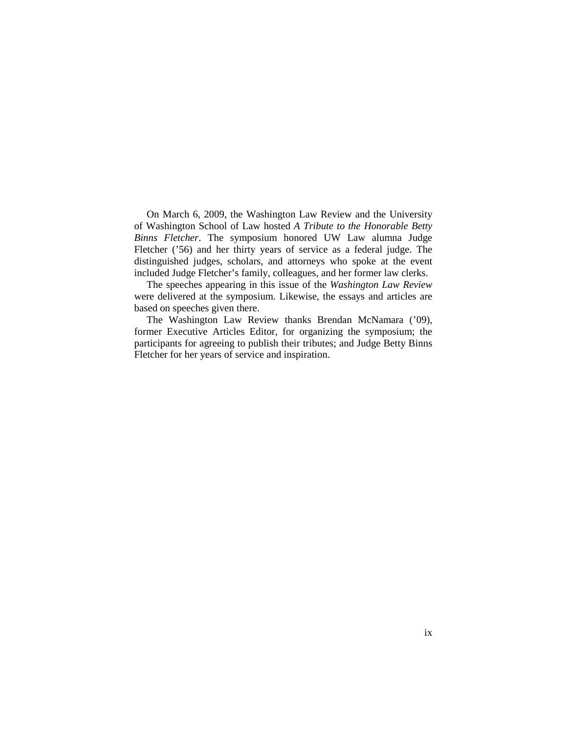On March 6, 2009, the Washington Law Review and the University of Washington School of Law hosted *A Tribute to the Honorable Betty Binns Fletcher*. The symposium honored UW Law alumna Judge Fletcher ('56) and her thirty years of service as a federal judge. The distinguished judges, scholars, and attorneys who spoke at the event included Judge Fletcher's family, colleagues, and her former law clerks.

The speeches appearing in this issue of the *Washington Law Review* were delivered at the symposium. Likewise, the essays and articles are based on speeches given there.

The Washington Law Review thanks Brendan McNamara ('09), former Executive Articles Editor, for organizing the symposium; the participants for agreeing to publish their tributes; and Judge Betty Binns Fletcher for her years of service and inspiration.